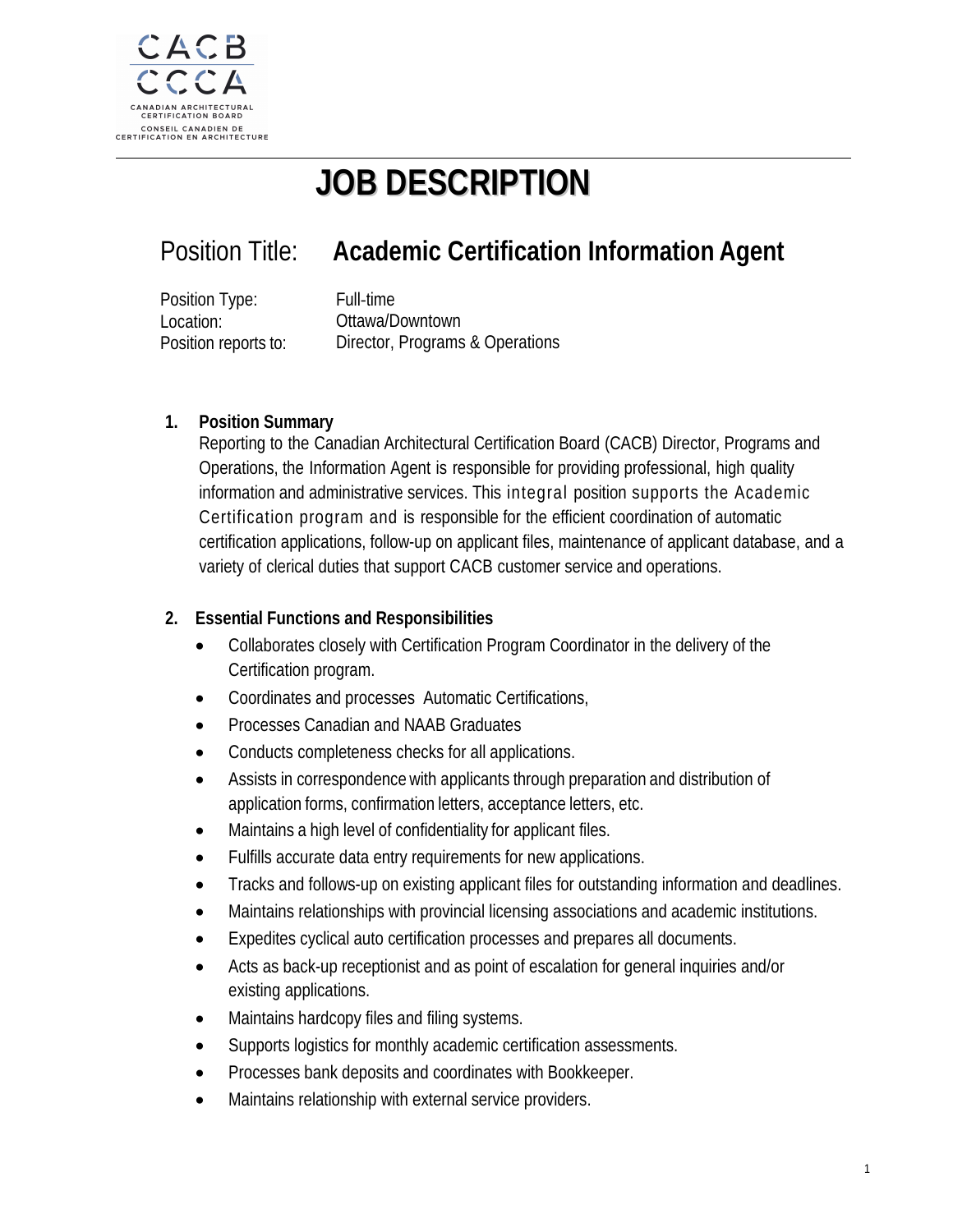CACB
CCCA
CANADIAN ARCHITECTURAL CERTIFICATION BOARD
CONSEIL CANADIEN DE CERTIFICATION EN ARCHITECTURE

# JOB DESCRIPTION

## Position Title: **Academic Certification Information Agent**

Position Type: Full-time
Location: Ottawa/Downtown
Position reports to: Director, Programs & Operations

### 1. Position Summary

Reporting to the Canadian Architectural Certification Board (CACB) Director, Programs and Operations, the Information Agent is responsible for providing professional, high quality information and administrative services. This integral position supports the Academic Certification program and is responsible for the efficient coordination of automatic certification applications, follow-up on applicant files, maintenance of applicant database, and a variety of clerical duties that support CACB customer service and operations.

### 2. Essential Functions and Responsibilities

- Collaborates closely with Certification Program Coordinator in the delivery of the Certification program.
- Coordinates and processes Automatic Certifications,
- Processes Canadian and NAAB Graduates
- Conducts completeness checks for all applications.
- Assists in correspondence with applicants through preparation and distribution of application forms, confirmation letters, acceptance letters, etc.
- Maintains a high level of confidentiality for applicant files.
- Fulfills accurate data entry requirements for new applications.
- Tracks and follows-up on existing applicant files for outstanding information and deadlines.
- Maintains relationships with provincial licensing associations and academic institutions.
- Expedites cyclical auto certification processes and prepares all documents.
- Acts as back-up receptionist and as point of escalation for general inquiries and/or existing applications.
- Maintains hardcopy files and filing systems.
- Supports logistics for monthly academic certification assessments.
- Processes bank deposits and coordinates with Bookkeeper.
- Maintains relationship with external service providers.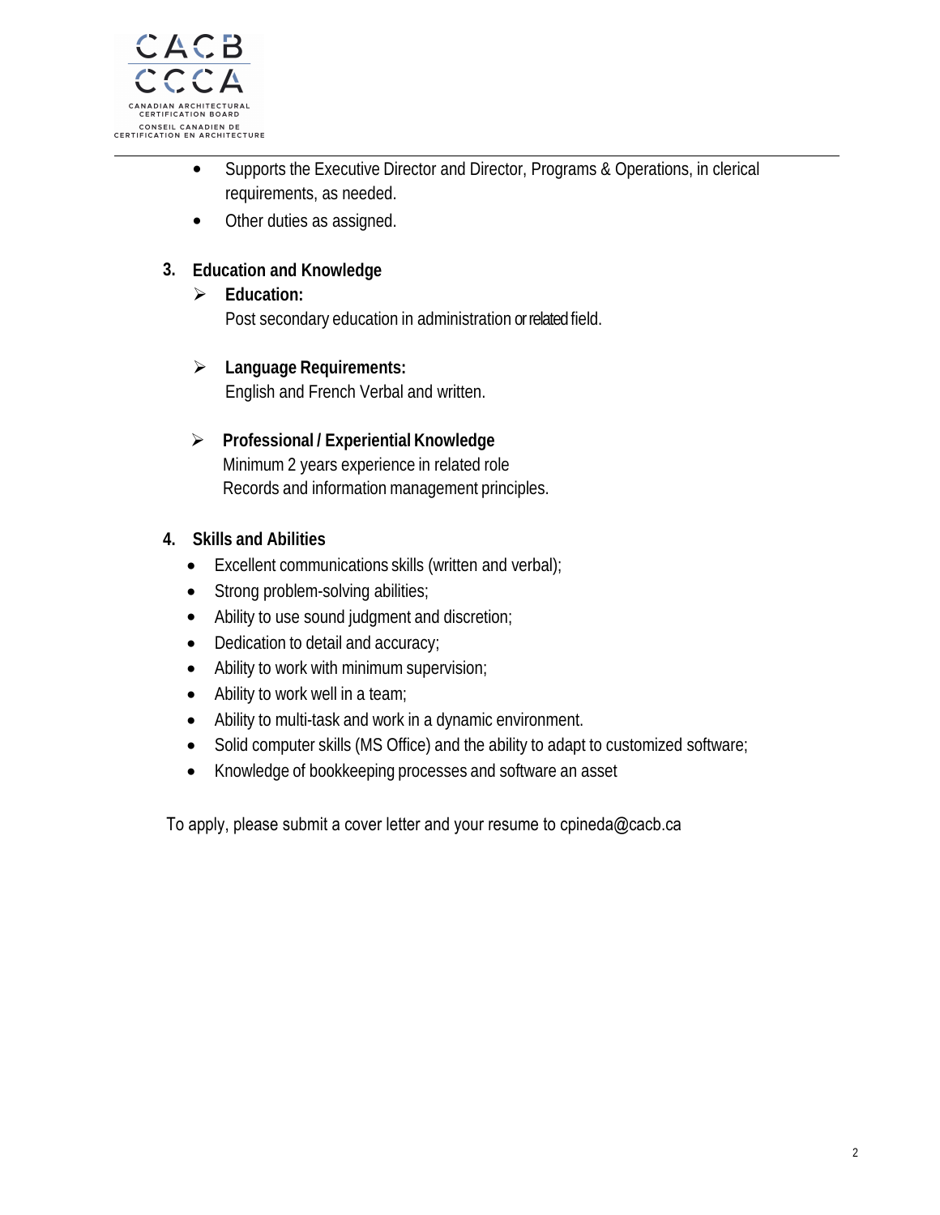- Supports the Executive Director and Director, Programs & Operations, in clerical requirements, as needed.
- Other duties as assigned.

3. **Education and Knowledge**

   - **Education:**
     Post secondary education in administration or related field.

   - **Language Requirements:**
     English and French Verbal and written.

   - **Professional / Experiential Knowledge**
     Minimum 2 years experience in related role
     Records and information management principles.

4. **Skills and Abilities**

   - Excellent communications skills (written and verbal);
   - Strong problem-solving abilities;
   - Ability to use sound judgment and discretion;
   - Dedication to detail and accuracy;
   - Ability to work with minimum supervision;
   - Ability to work well in a team;
   - Ability to multi-task and work in a dynamic environment.
   - Solid computer skills (MS Office) and the ability to adapt to customized software;
   - Knowledge of bookkeeping processes and software an asset

To apply, please submit a cover letter and your resume to cpineda@cacb.ca